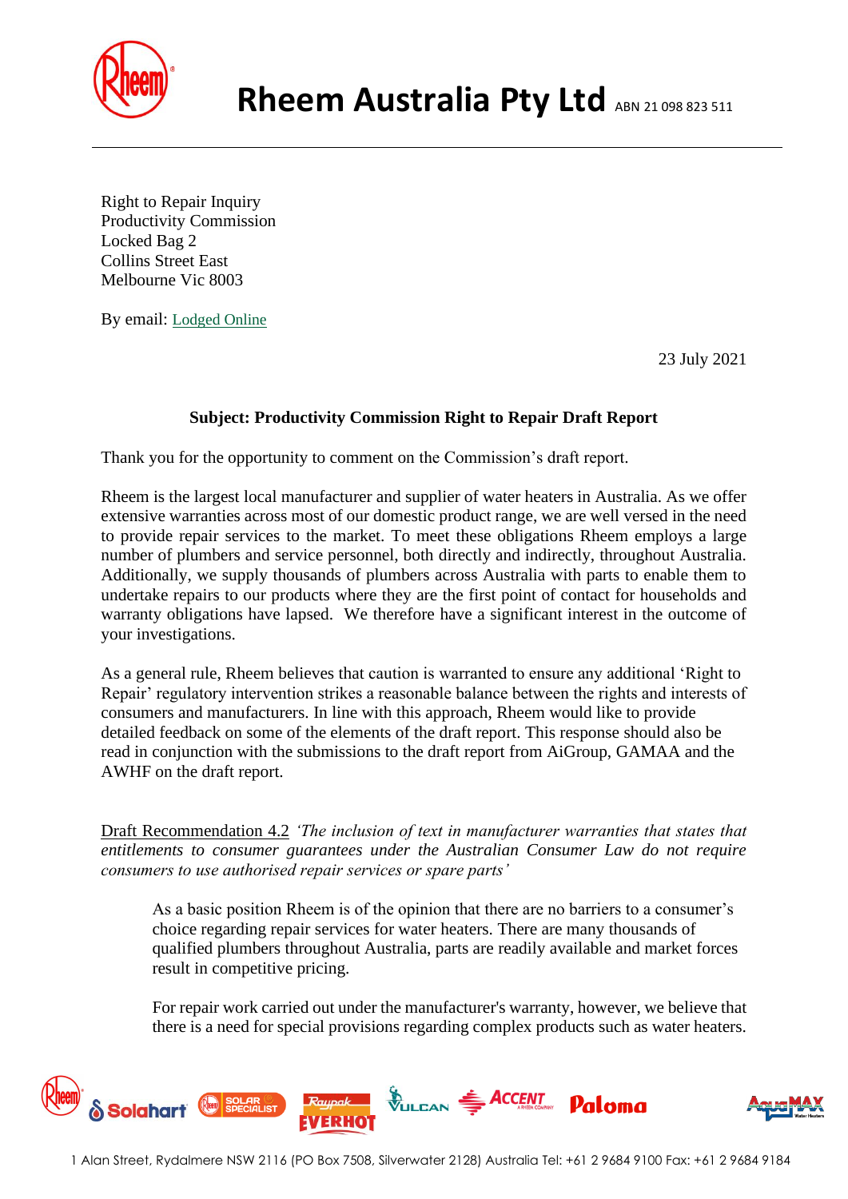# Rheem Australia Pty Ltd ABN 21 098 823 511

Right to Repair Inquiry
Productivity Commission
Locked Bag 2
Collins Street East
Melbourne Vic 8003

By email: Lodged Online

23 July 2021

**Subject: Productivity Commission Right to Repair Draft Report**

Thank you for the opportunity to comment on the Commission's draft report.

Rheem is the largest local manufacturer and supplier of water heaters in Australia. As we offer extensive warranties across most of our domestic product range, we are well versed in the need to provide repair services to the market. To meet these obligations Rheem employs a large number of plumbers and service personnel, both directly and indirectly, throughout Australia. Additionally, we supply thousands of plumbers across Australia with parts to enable them to undertake repairs to our products where they are the first point of contact for households and warranty obligations have lapsed. We therefore have a significant interest in the outcome of your investigations.

As a general rule, Rheem believes that caution is warranted to ensure any additional 'Right to Repair' regulatory intervention strikes a reasonable balance between the rights and interests of consumers and manufacturers. In line with this approach, Rheem would like to provide detailed feedback on some of the elements of the draft report. This response should also be read in conjunction with the submissions to the draft report from AiGroup, GAMAA and the AWHF on the draft report.

Draft Recommendation 4.2 *'The inclusion of text in manufacturer warranties that states that entitlements to consumer guarantees under the Australian Consumer Law do not require consumers to use authorised repair services or spare parts'*

> As a basic position Rheem is of the opinion that there are no barriers to a consumer's choice regarding repair services for water heaters. There are many thousands of qualified plumbers throughout Australia, parts are readily available and market forces result in competitive pricing.
>
> For repair work carried out under the manufacturer's warranty, however, we believe that there is a need for special provisions regarding complex products such as water heaters.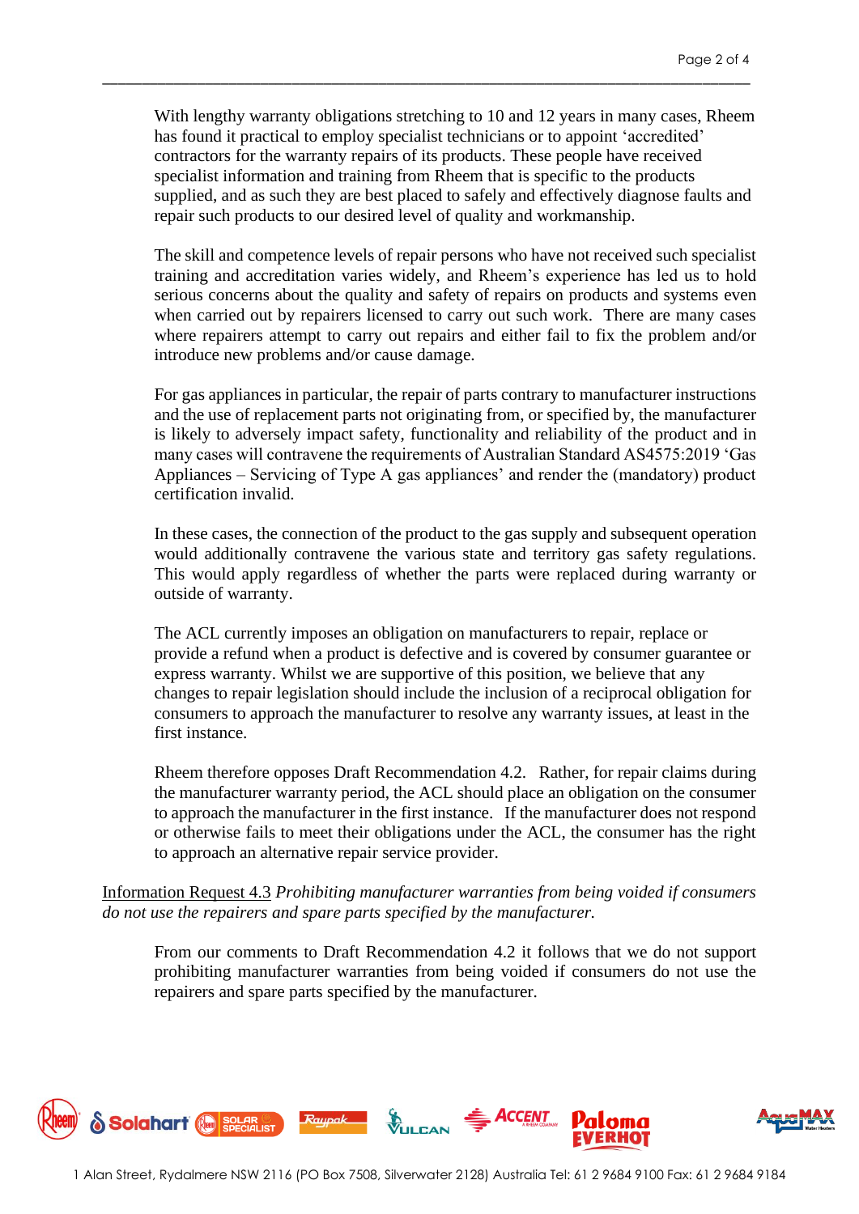With lengthy warranty obligations stretching to 10 and 12 years in many cases, Rheem has found it practical to employ specialist technicians or to appoint 'accredited' contractors for the warranty repairs of its products. These people have received specialist information and training from Rheem that is specific to the products supplied, and as such they are best placed to safely and effectively diagnose faults and repair such products to our desired level of quality and workmanship.

The skill and competence levels of repair persons who have not received such specialist training and accreditation varies widely, and Rheem's experience has led us to hold serious concerns about the quality and safety of repairs on products and systems even when carried out by repairers licensed to carry out such work. There are many cases where repairers attempt to carry out repairs and either fail to fix the problem and/or introduce new problems and/or cause damage.

For gas appliances in particular, the repair of parts contrary to manufacturer instructions and the use of replacement parts not originating from, or specified by, the manufacturer is likely to adversely impact safety, functionality and reliability of the product and in many cases will contravene the requirements of Australian Standard AS4575:2019 'Gas Appliances – Servicing of Type A gas appliances' and render the (mandatory) product certification invalid.

In these cases, the connection of the product to the gas supply and subsequent operation would additionally contravene the various state and territory gas safety regulations. This would apply regardless of whether the parts were replaced during warranty or outside of warranty.

The ACL currently imposes an obligation on manufacturers to repair, replace or provide a refund when a product is defective and is covered by consumer guarantee or express warranty. Whilst we are supportive of this position, we believe that any changes to repair legislation should include the inclusion of a reciprocal obligation for consumers to approach the manufacturer to resolve any warranty issues, at least in the first instance.

Rheem therefore opposes Draft Recommendation 4.2. Rather, for repair claims during the manufacturer warranty period, the ACL should place an obligation on the consumer to approach the manufacturer in the first instance. If the manufacturer does not respond or otherwise fails to meet their obligations under the ACL, the consumer has the right to approach an alternative repair service provider.

Information Request 4.3 *Prohibiting manufacturer warranties from being voided if consumers do not use the repairers and spare parts specified by the manufacturer.*

From our comments to Draft Recommendation 4.2 it follows that we do not support prohibiting manufacturer warranties from being voided if consumers do not use the repairers and spare parts specified by the manufacturer.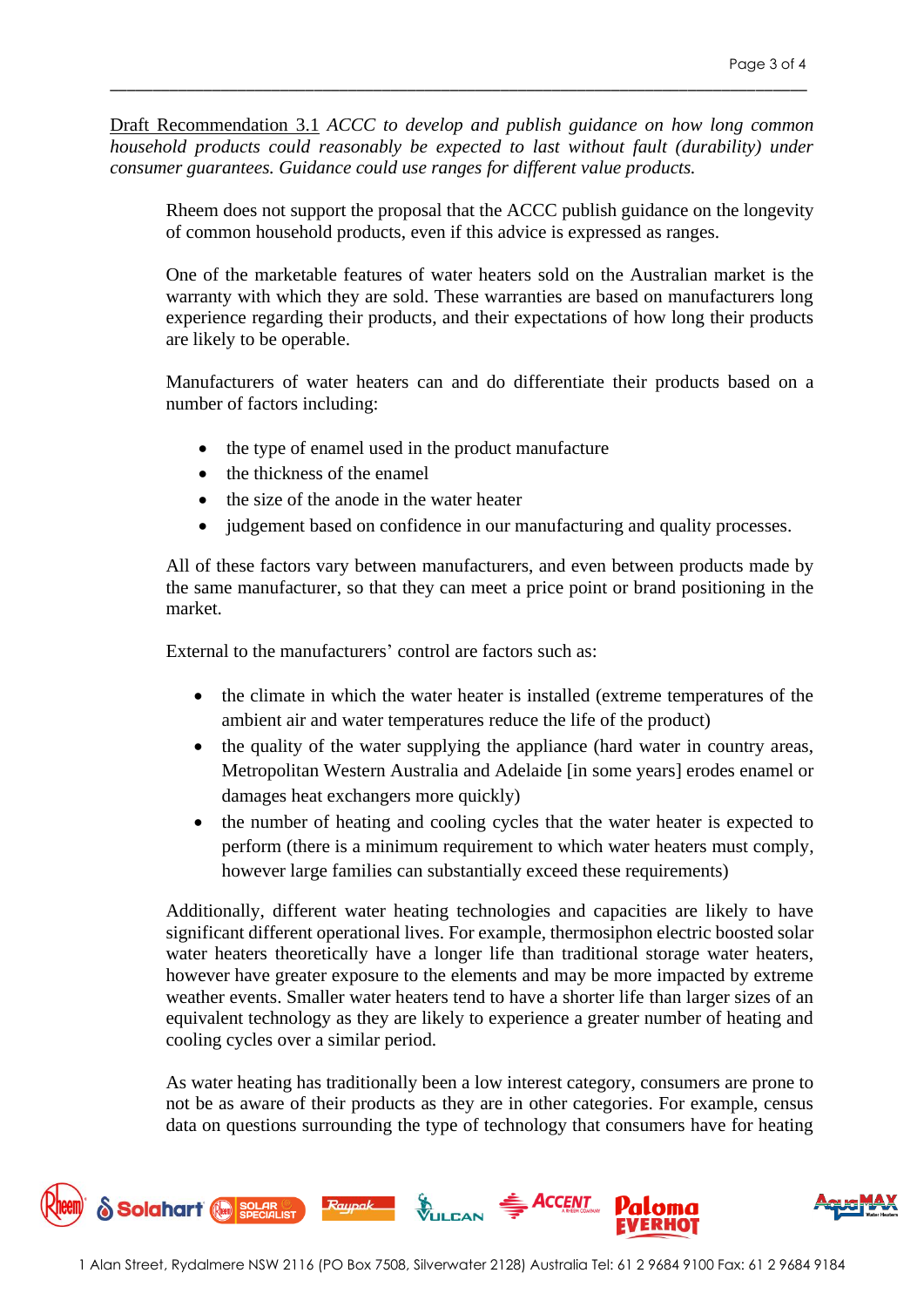Draft Recommendation 3.1 *ACCC to develop and publish guidance on how long common household products could reasonably be expected to last without fault (durability) under consumer guarantees. Guidance could use ranges for different value products.*

Rheem does not support the proposal that the ACCC publish guidance on the longevity of common household products, even if this advice is expressed as ranges.

One of the marketable features of water heaters sold on the Australian market is the warranty with which they are sold. These warranties are based on manufacturers long experience regarding their products, and their expectations of how long their products are likely to be operable.

Manufacturers of water heaters can and do differentiate their products based on a number of factors including:

- the type of enamel used in the product manufacture
- the thickness of the enamel
- the size of the anode in the water heater
- judgement based on confidence in our manufacturing and quality processes.

All of these factors vary between manufacturers, and even between products made by the same manufacturer, so that they can meet a price point or brand positioning in the market.

External to the manufacturers' control are factors such as:

- the climate in which the water heater is installed (extreme temperatures of the ambient air and water temperatures reduce the life of the product)
- the quality of the water supplying the appliance (hard water in country areas, Metropolitan Western Australia and Adelaide [in some years] erodes enamel or damages heat exchangers more quickly)
- the number of heating and cooling cycles that the water heater is expected to perform (there is a minimum requirement to which water heaters must comply, however large families can substantially exceed these requirements)

Additionally, different water heating technologies and capacities are likely to have significant different operational lives. For example, thermosiphon electric boosted solar water heaters theoretically have a longer life than traditional storage water heaters, however have greater exposure to the elements and may be more impacted by extreme weather events. Smaller water heaters tend to have a shorter life than larger sizes of an equivalent technology as they are likely to experience a greater number of heating and cooling cycles over a similar period.

As water heating has traditionally been a low interest category, consumers are prone to not be as aware of their products as they are in other categories. For example, census data on questions surrounding the type of technology that consumers have for heating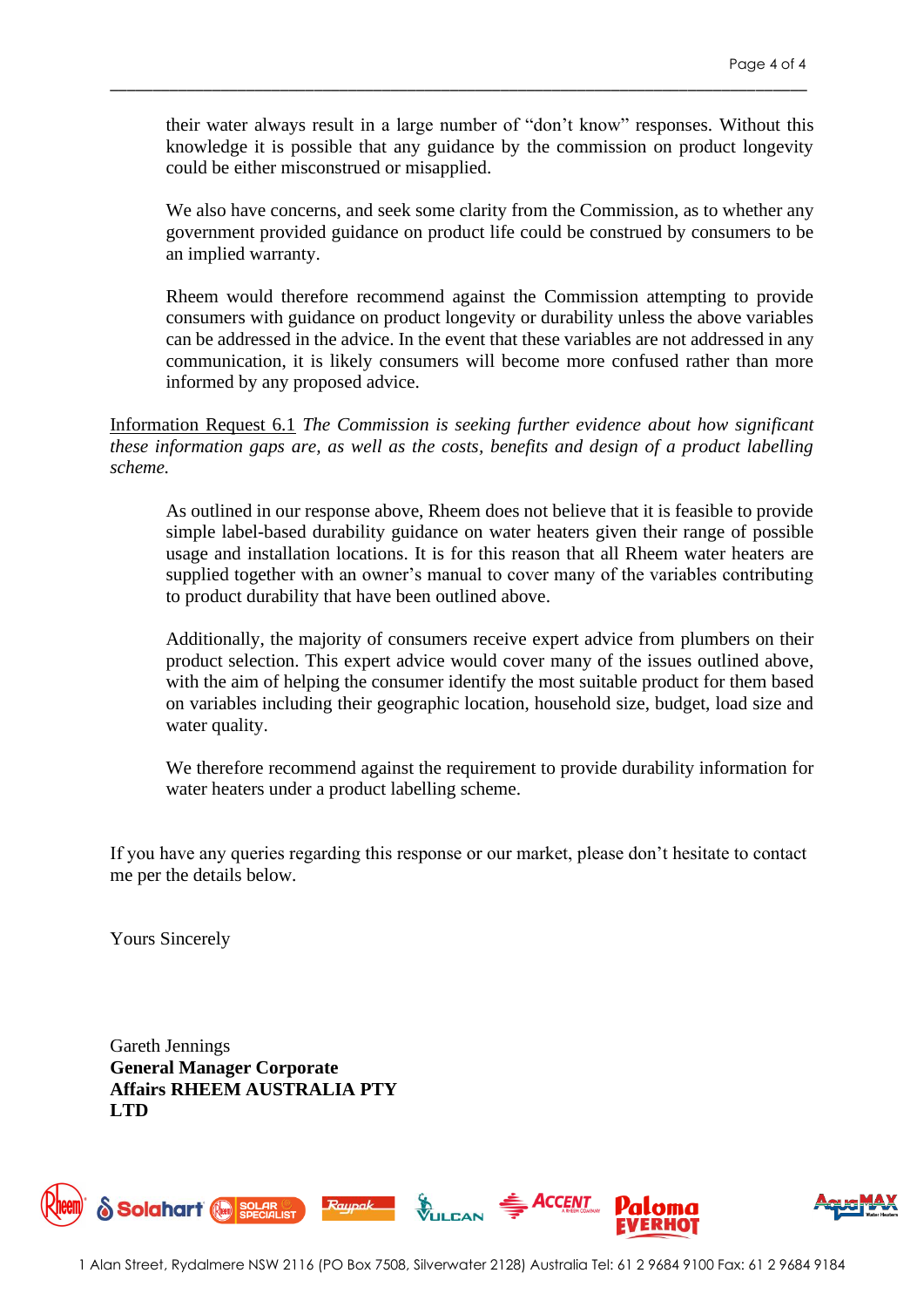their water always result in a large number of "don't know" responses. Without this knowledge it is possible that any guidance by the commission on product longevity could be either misconstrued or misapplied.

We also have concerns, and seek some clarity from the Commission, as to whether any government provided guidance on product life could be construed by consumers to be an implied warranty.

Rheem would therefore recommend against the Commission attempting to provide consumers with guidance on product longevity or durability unless the above variables can be addressed in the advice. In the event that these variables are not addressed in any communication, it is likely consumers will become more confused rather than more informed by any proposed advice.

Information Request 6.1 *The Commission is seeking further evidence about how significant these information gaps are, as well as the costs, benefits and design of a product labelling scheme.*

As outlined in our response above, Rheem does not believe that it is feasible to provide simple label-based durability guidance on water heaters given their range of possible usage and installation locations. It is for this reason that all Rheem water heaters are supplied together with an owner's manual to cover many of the variables contributing to product durability that have been outlined above.

Additionally, the majority of consumers receive expert advice from plumbers on their product selection. This expert advice would cover many of the issues outlined above, with the aim of helping the consumer identify the most suitable product for them based on variables including their geographic location, household size, budget, load size and water quality.

We therefore recommend against the requirement to provide durability information for water heaters under a product labelling scheme.

If you have any queries regarding this response or our market, please don't hesitate to contact me per the details below.

Yours Sincerely

Gareth Jennings
**General Manager Corporate Affairs RHEEM AUSTRALIA PTY LTD**

Rheem Solahart Solar Specialist Raypak Vulcan Accent Paloma Everhot AquaMAX

1 Alan Street, Rydalmere NSW 2116 (PO Box 7508, Silverwater 2128) Australia Tel: 61 2 9684 9100 Fax: 61 2 9684 9184